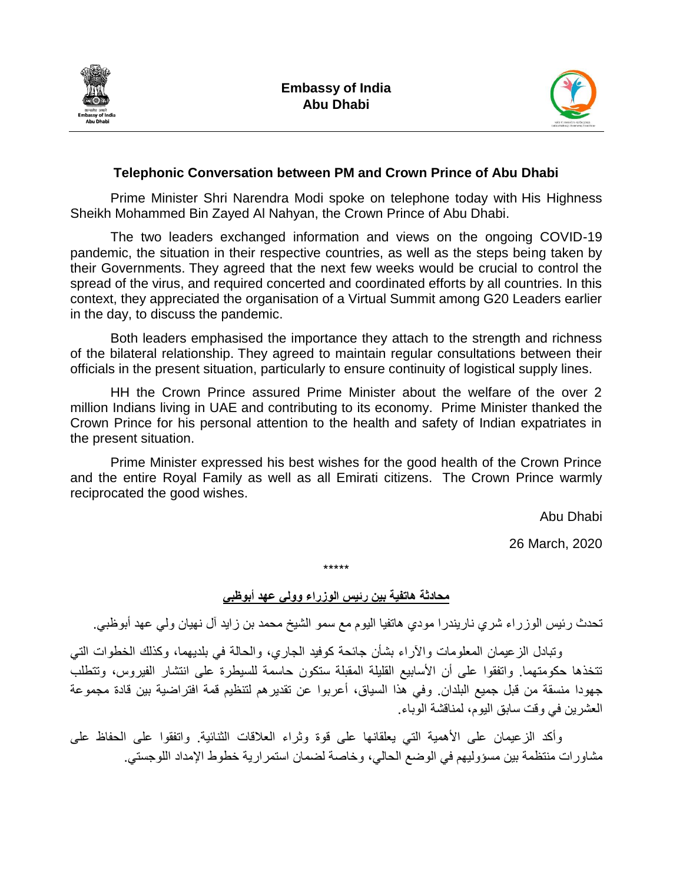**Embassy of India**
**Abu Dhabi**

## Telephonic Conversation between PM and Crown Prince of Abu Dhabi

Prime Minister Shri Narendra Modi spoke on telephone today with His Highness Sheikh Mohammed Bin Zayed Al Nahyan, the Crown Prince of Abu Dhabi.

The two leaders exchanged information and views on the ongoing COVID-19 pandemic, the situation in their respective countries, as well as the steps being taken by their Governments. They agreed that the next few weeks would be crucial to control the spread of the virus, and required concerted and coordinated efforts by all countries. In this context, they appreciated the organisation of a Virtual Summit among G20 Leaders earlier in the day, to discuss the pandemic.

Both leaders emphasised the importance they attach to the strength and richness of the bilateral relationship. They agreed to maintain regular consultations between their officials in the present situation, particularly to ensure continuity of logistical supply lines.

HH the Crown Prince assured Prime Minister about the welfare of the over 2 million Indians living in UAE and contributing to its economy. Prime Minister thanked the Crown Prince for his personal attention to the health and safety of Indian expatriates in the present situation.

Prime Minister expressed his best wishes for the good health of the Crown Prince and the entire Royal Family as well as all Emirati citizens. The Crown Prince warmly reciprocated the good wishes.

Abu Dhabi

26 March, 2020

*****

## محادثة هاتفية بين رئيس الوزراء وولي عهد أبوظبي

تحدث رئيس الوزراء شري ناريندرا مودي هاتفيا اليوم مع سمو الشيخ محمد بن زايد آل نهيان ولي عهد أبوظبي.

وتبادل الزعيمان المعلومات والآراء بشأن جائحة كوفيد الجاري، والحالة في بلديهما، وكذلك الخطوات التي تتخذها حكومتهما. واتفقوا على أن الأسابيع القليلة المقبلة ستكون حاسمة للسيطرة على انتشار الفيروس، وتتطلب جهودا منسقة من قبل جميع البلدان. وفي هذا السياق، أعربوا عن تقديرهم لتنظيم قمة افتراضية بين قادة مجموعة العشرين في وقت سابق اليوم، لمناقشة الوباء.

وأكد الزعيمان على الأهمية التي يعلقانها على قوة وثراء العلاقات الثنائية. واتفقوا على الحفاظ على مشاورات منتظمة بين مسؤوليهم في الوضع الحالي، وخاصة لضمان استمرارية خطوط الإمداد اللوجستي.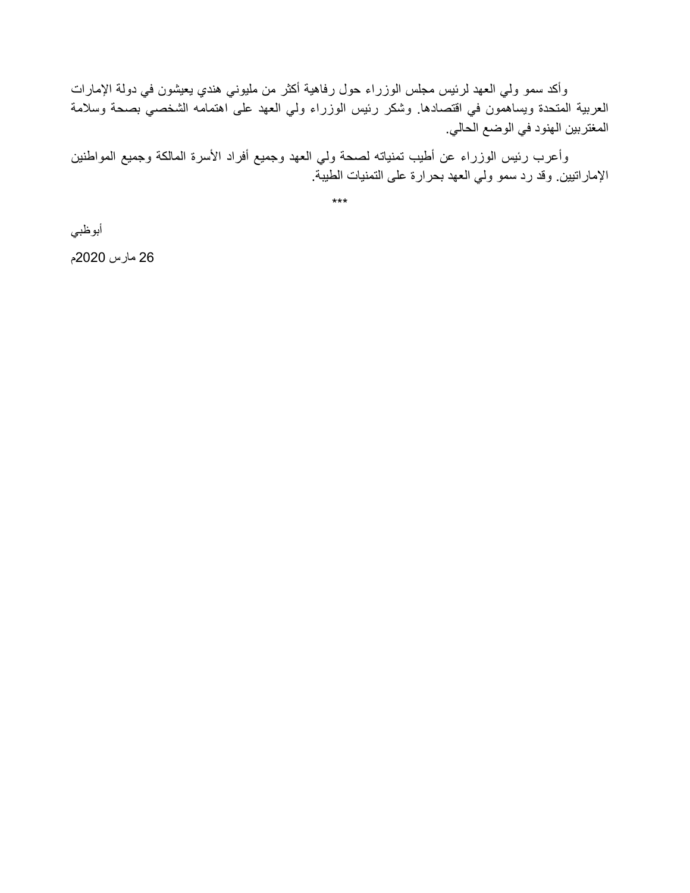وأكد سمو ولي العهد لرئيس مجلس الوزراء حول رفاهية أكثر من مليوني هندي يعيشون في دولة الإمارات العربية المتحدة ويساهمون في اقتصادها. وشكر رئيس الوزراء ولي العهد على اهتمامه الشخصي بصحة وسلامة المغتربين الهنود في الوضع الحالي.

وأعرب رئيس الوزراء عن أطيب تمنياته لصحة ولي العهد وجميع أفراد الأسرة المالكة وجميع المواطنين الإماراتيين. وقد رد سمو ولي العهد بحرارة على التمنيات الطيبة.

***

أبوظبي

26 مارس 2020م